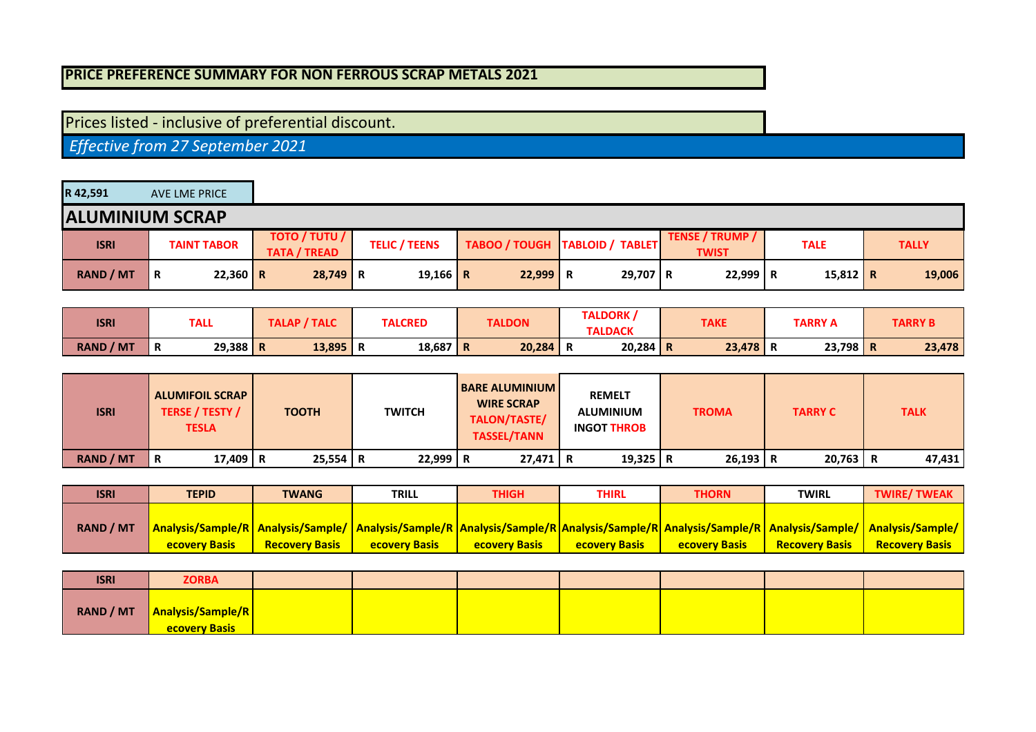**PRICE PREFERENCE SUMMARY FOR NON FERROUS SCRAP METALS 2021**

Prices listed - inclusive of preferential discount.

*Effective from 27 September 2021*

| R 42,591 | AVE LME PRICE |
|---|---|

## ALUMINIUM SCRAP

| ISRI | TAINT TABOR | TOTO / TUTU / TATA / TREAD | TELIC / TEENS | TABOO / TOUGH | TABLOID / TABLET | TENSE / TRUMP / TWIST | TALE | TALLY |
|---|---|---|---|---|---|---|---|---|
| RAND / MT | R 22,360 | R 28,749 | R 19,166 | R 22,999 | R 29,707 | R 22,999 | R 15,812 | R 19,006 |

| ISRI | TALL | TALAP / TALC | TALCRED | TALDON | TALDORK / TALDACK | TAKE | TARRY A | TARRY B |
|---|---|---|---|---|---|---|---|---|
| RAND / MT | R 29,388 | R 13,895 | R 18,687 | R 20,284 | R 20,284 | R 23,478 | R 23,798 | R 23,478 |

| ISRI | ALUMIFOIL SCRAP TERSE / TESTY / TESLA | TOOTH | TWITCH | BARE ALUMINIUM WIRE SCRAP TALON/TASTE/ TASSEL/TANN | REMELT ALUMINIUM INGOT THROB | TROMA | TARRY C | TALK |
|---|---|---|---|---|---|---|---|---|
| RAND / MT | R 17,409 | R 25,554 | R 22,999 | R 27,471 | R 19,325 | R 26,193 | R 20,763 | R 47,431 |

| ISRI | TEPID | TWANG | TRILL | THIGH | THIRL | THORN | TWIRL | TWIRE/ TWEAK |
|---|---|---|---|---|---|---|---|---|
| RAND / MT | Analysis/Sample/Recovery Basis | Analysis/Sample/ Recovery Basis | Analysis/Sample/Recovery Basis | Analysis/Sample/Recovery Basis | Analysis/Sample/Recovery Basis | Analysis/Sample/Recovery Basis | Analysis/Sample/ Recovery Basis | Analysis/Sample/ Recovery Basis |

| ISRI | ZORBA | | | | | | | |
|---|---|---|---|---|---|---|---|---|
| RAND / MT | Analysis/Sample/Recovery Basis | | | | | | | |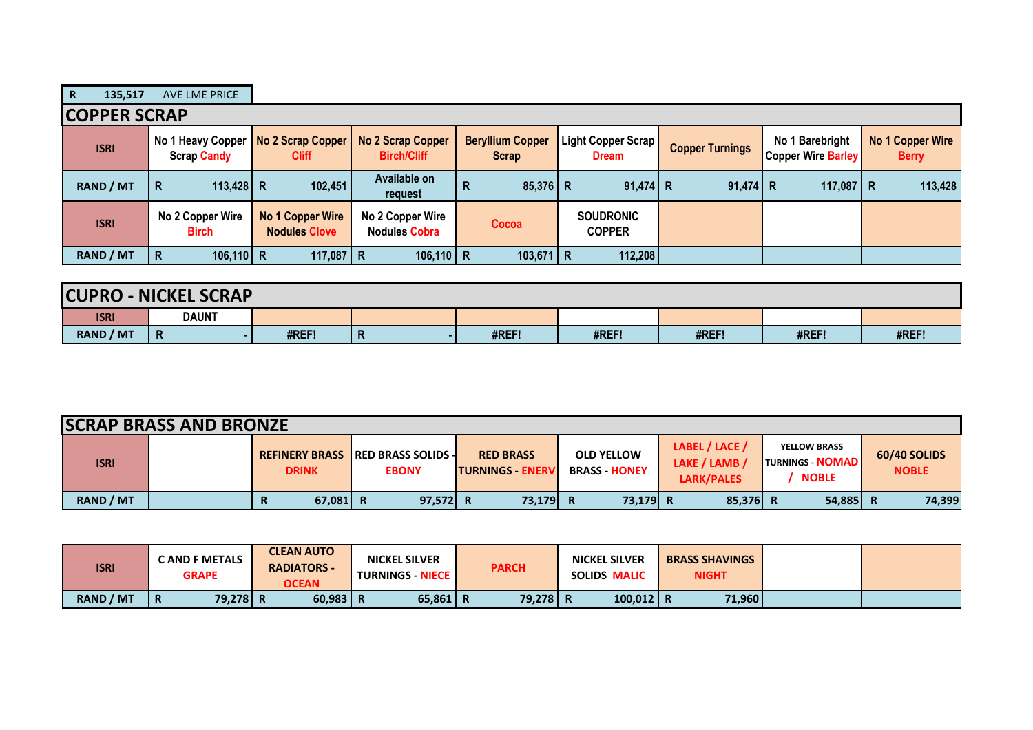| R | 135,517 | AVE LME PRICE |
|---|---|---|

## COPPER SCRAP

| ISRI | No 1 Heavy Copper Scrap Candy | No 2 Scrap Copper Cliff | No 2 Scrap Copper Birch/Cliff | Beryllium Copper Scrap | Light Copper Scrap Dream | Copper Turnings | No 1 Barebright Copper Wire Barley | No 1 Copper Wire Berry |
|---|---|---|---|---|---|---|---|---|
| RAND / MT | R 113,428 | R 102,451 | Available on request | R 85,376 | R 91,474 | R 91,474 | R 117,087 | R 113,428 |
| ISRI | No 2 Copper Wire Birch | No 1 Copper Wire Nodules Clove | No 2 Copper Wire Nodules Cobra | Cocoa | SOUDRONIC COPPER | | | |
| RAND / MT | R 106,110 | R 117,087 | R 106,110 | R 103,671 | R 112,208 | | | |

## CUPRO - NICKEL SCRAP

| ISRI | DAUNT | | | | | | | |
|---|---|---|---|---|---|---|---|---|
| RAND / MT | R - | #REF! | R - | #REF! | #REF! | #REF! | #REF! | #REF! |

## SCRAP BRASS AND BRONZE

| ISRI | | REFINERY BRASS DRINK | RED BRASS SOLIDS - EBONY | RED BRASS TURNINGS - ENERV | OLD YELLOW BRASS - HONEY | LABEL / LACE / LAKE / LAMB / LARK/PALES | YELLOW BRASS TURNINGS - NOMAD / NOBLE | 60/40 SOLIDS NOBLE |
|---|---|---|---|---|---|---|---|---|
| RAND / MT | | R 67,081 | R 97,572 | R 73,179 | R 73,179 | R 85,376 | R 54,885 | R 74,399 |

| ISRI | C AND F METALS GRAPE | CLEAN AUTO RADIATORS - OCEAN | NICKEL SILVER TURNINGS - NIECE | PARCH | NICKEL SILVER SOLIDS MALIC | BRASS SHAVINGS NIGHT | | |
|---|---|---|---|---|---|---|---|---|
| RAND / MT | R 79,278 | R 60,983 | R 65,861 | R 79,278 | R 100,012 | R 71,960 | | |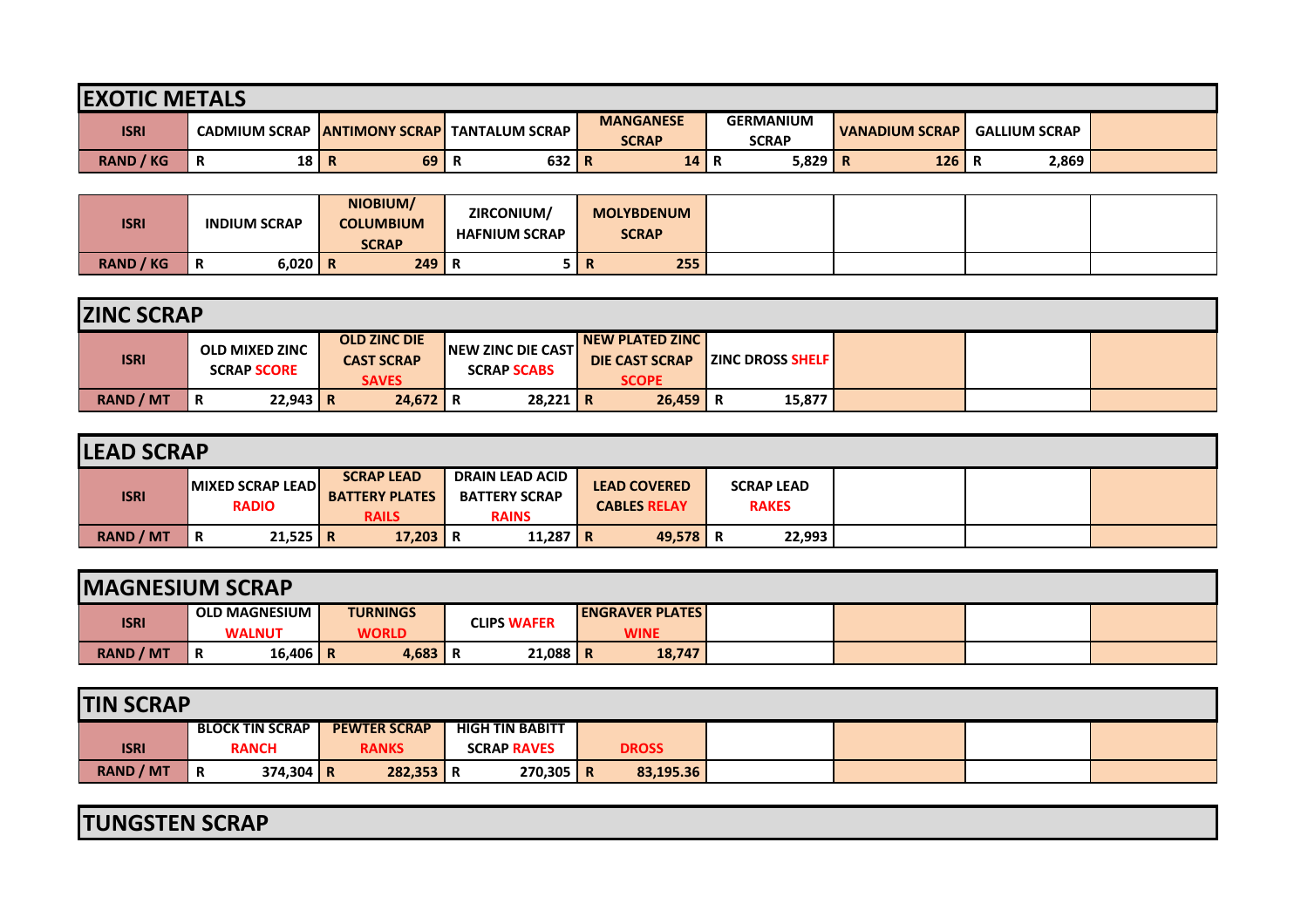## EXOTIC METALS

| ISRI | CADMIUM SCRAP | ANTIMONY SCRAP | TANTALUM SCRAP | MANGANESE SCRAP | GERMANIUM SCRAP | VANADIUM SCRAP | GALLIUM SCRAP | |
|---|---|---|---|---|---|---|---|---|
| RAND / KG | R 18 | R 69 | R 632 | R 14 | R 5,829 | R 126 | R 2,869 | |

| ISRI | INDIUM SCRAP | NIOBIUM/ COLUMBIUM SCRAP | ZIRCONIUM/ HAFNIUM SCRAP | MOLYBDENUM SCRAP | | | | |
|---|---|---|---|---|---|---|---|---|
| RAND / KG | R 6,020 | R 249 | R 5 | R 255 | | | | |

## ZINC SCRAP

| ISRI | OLD MIXED ZINC SCRAP SCORE | OLD ZINC DIE CAST SCRAP SAVES | NEW ZINC DIE CAST SCRAP SCABS | NEW PLATED ZINC DIE CAST SCRAP SCOPE | ZINC DROSS SHELF | | | |
|---|---|---|---|---|---|---|---|---|
| RAND / MT | R 22,943 | R 24,672 | R 28,221 | R 26,459 | R 15,877 | | | |

## LEAD SCRAP

| ISRI | MIXED SCRAP LEAD RADIO | SCRAP LEAD BATTERY PLATES RAILS | DRAIN LEAD ACID BATTERY SCRAP RAINS | LEAD COVERED CABLES RELAY | SCRAP LEAD RAKES | | | |
|---|---|---|---|---|---|---|---|---|
| RAND / MT | R 21,525 | R 17,203 | R 11,287 | R 49,578 | R 22,993 | | | |

## MAGNESIUM SCRAP

| ISRI | OLD MAGNESIUM WALNUT | TURNINGS WORLD | CLIPS WAFER | ENGRAVER PLATES WINE | | | | |
|---|---|---|---|---|---|---|---|---|
| RAND / MT | R 16,406 | R 4,683 | R 21,088 | R 18,747 | | | | |

## TIN SCRAP

| ISRI | BLOCK TIN SCRAP RANCH | PEWTER SCRAP RANKS | HIGH TIN BABITT SCRAP RAVES | DROSS | | | | |
|---|---|---|---|---|---|---|---|---|
| RAND / MT | R 374,304 | R 282,353 | R 270,305 | R 83,195.36 | | | | |

## TUNGSTEN SCRAP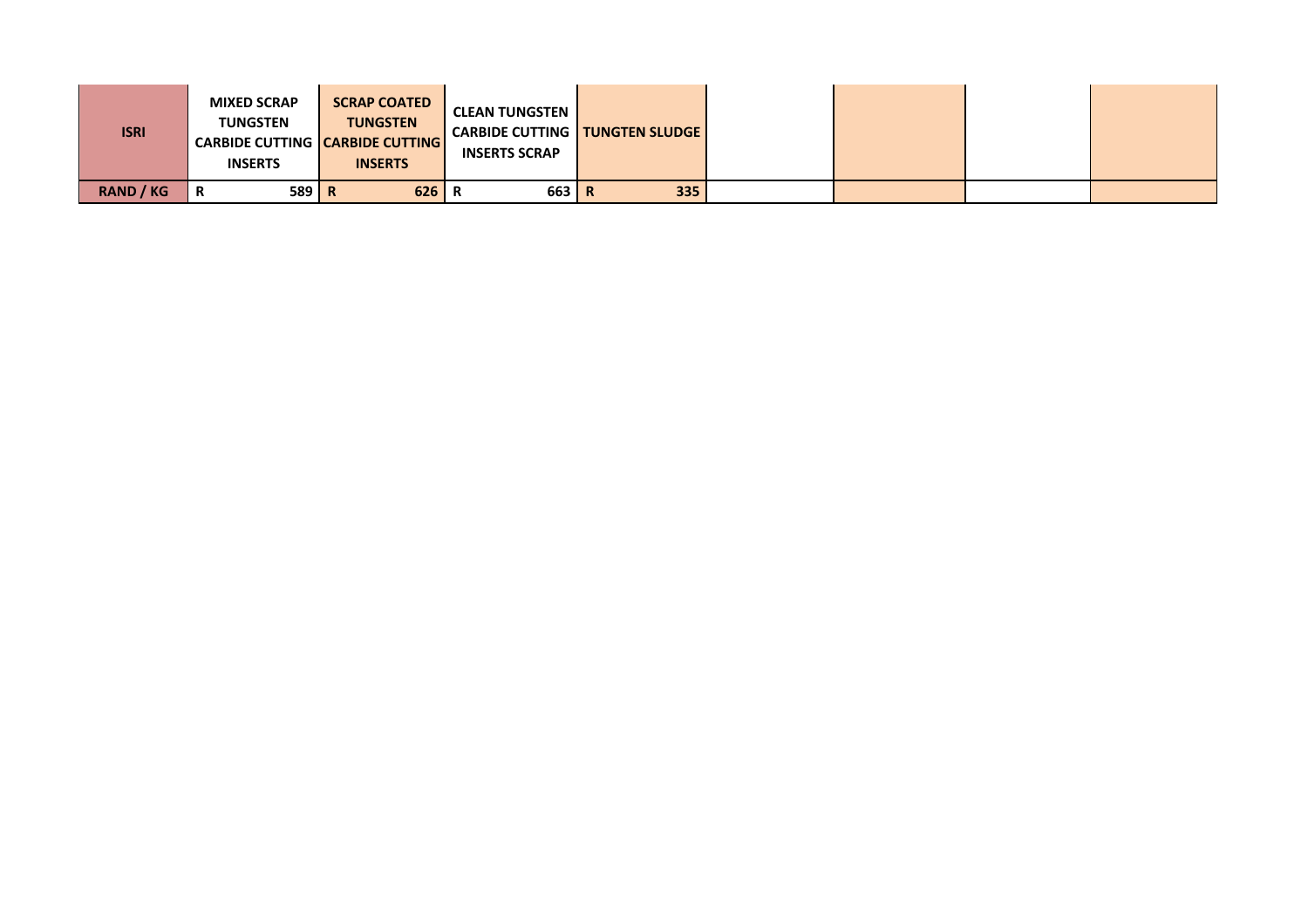| ISRI | MIXED SCRAP TUNGSTEN CARBIDE CUTTING INSERTS | SCRAP COATED TUNGSTEN CARBIDE CUTTING INSERTS | CLEAN TUNGSTEN CARBIDE CUTTING INSERTS SCRAP | TUNGTEN SLUDGE | | | | |
|---|---|---|---|---|---|---|---|---|
| RAND / KG | R 589 | R 626 | R 663 | R 335 | | | | |